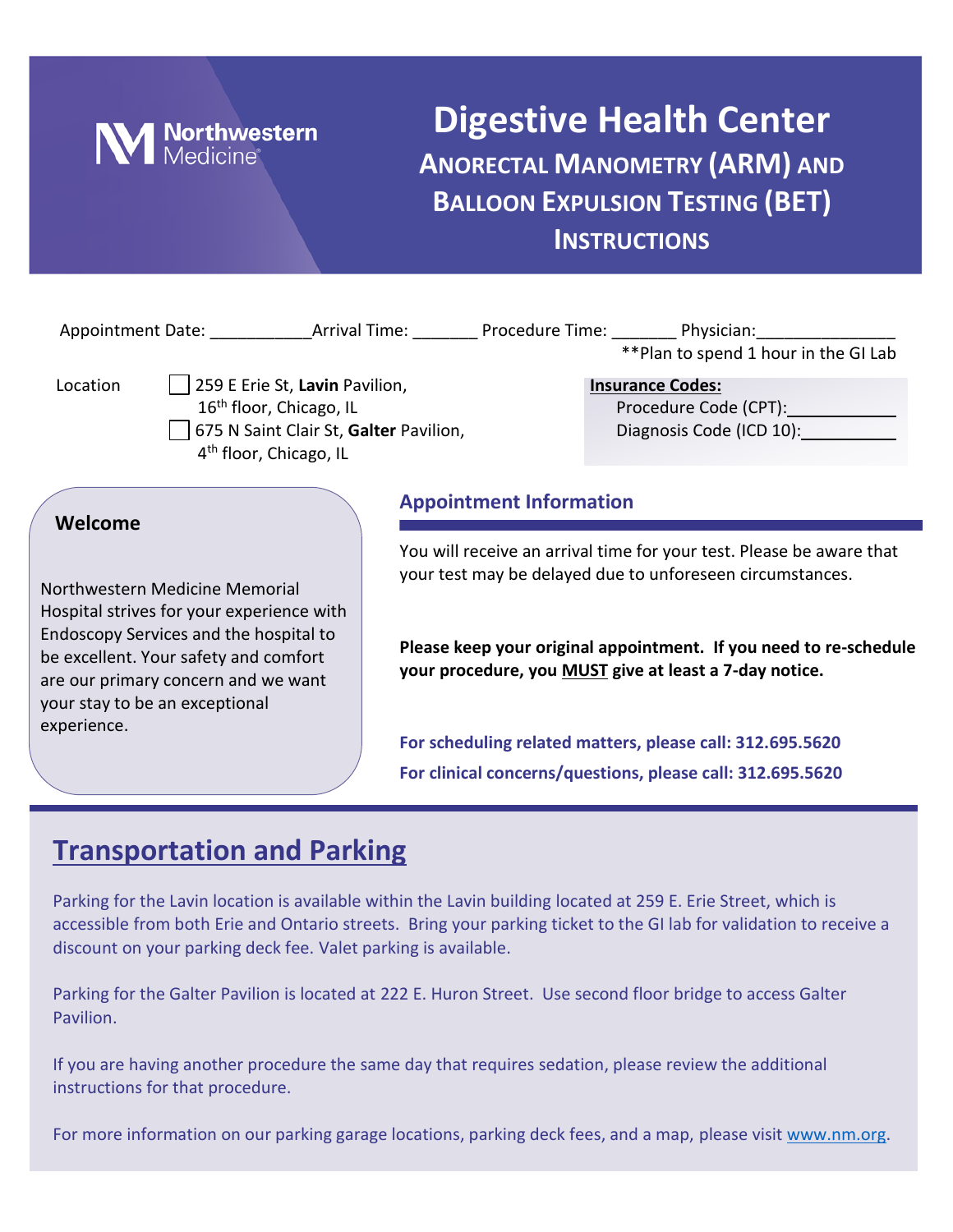Northwestern Medicine

# Digestive Health Center

## Anorectal Manometry (ARM) and Balloon Expulsion Testing (BET) Instructions

Appointment Date: ___________Arrival Time: _______ Procedure Time: _______ Physician:_______________

**Plan to spend 1 hour in the GI Lab

Location

- ☐ 259 E Erie St, **Lavin** Pavilion, 16th floor, Chicago, IL
- ☐ 675 N Saint Clair St, **Galter** Pavilion, 4th floor, Chicago, IL

**Insurance Codes:**

Procedure Code (CPT):___________

Diagnosis Code (ICD 10):__________

### Welcome

Northwestern Medicine Memorial Hospital strives for your experience with Endoscopy Services and the hospital to be excellent. Your safety and comfort are our primary concern and we want your stay to be an exceptional experience.

### Appointment Information

You will receive an arrival time for your test. Please be aware that your test may be delayed due to unforeseen circumstances.

**Please keep your original appointment. If you need to re-schedule your procedure, you MUST give at least a 7-day notice.**

**For scheduling related matters, please call: 312.695.5620**

**For clinical concerns/questions, please call: 312.695.5620**

## Transportation and Parking

Parking for the Lavin location is available within the Lavin building located at 259 E. Erie Street, which is accessible from both Erie and Ontario streets. Bring your parking ticket to the GI lab for validation to receive a discount on your parking deck fee. Valet parking is available.

Parking for the Galter Pavilion is located at 222 E. Huron Street. Use second floor bridge to access Galter Pavilion.

If you are having another procedure the same day that requires sedation, please review the additional instructions for that procedure.

For more information on our parking garage locations, parking deck fees, and a map, please visit www.nm.org.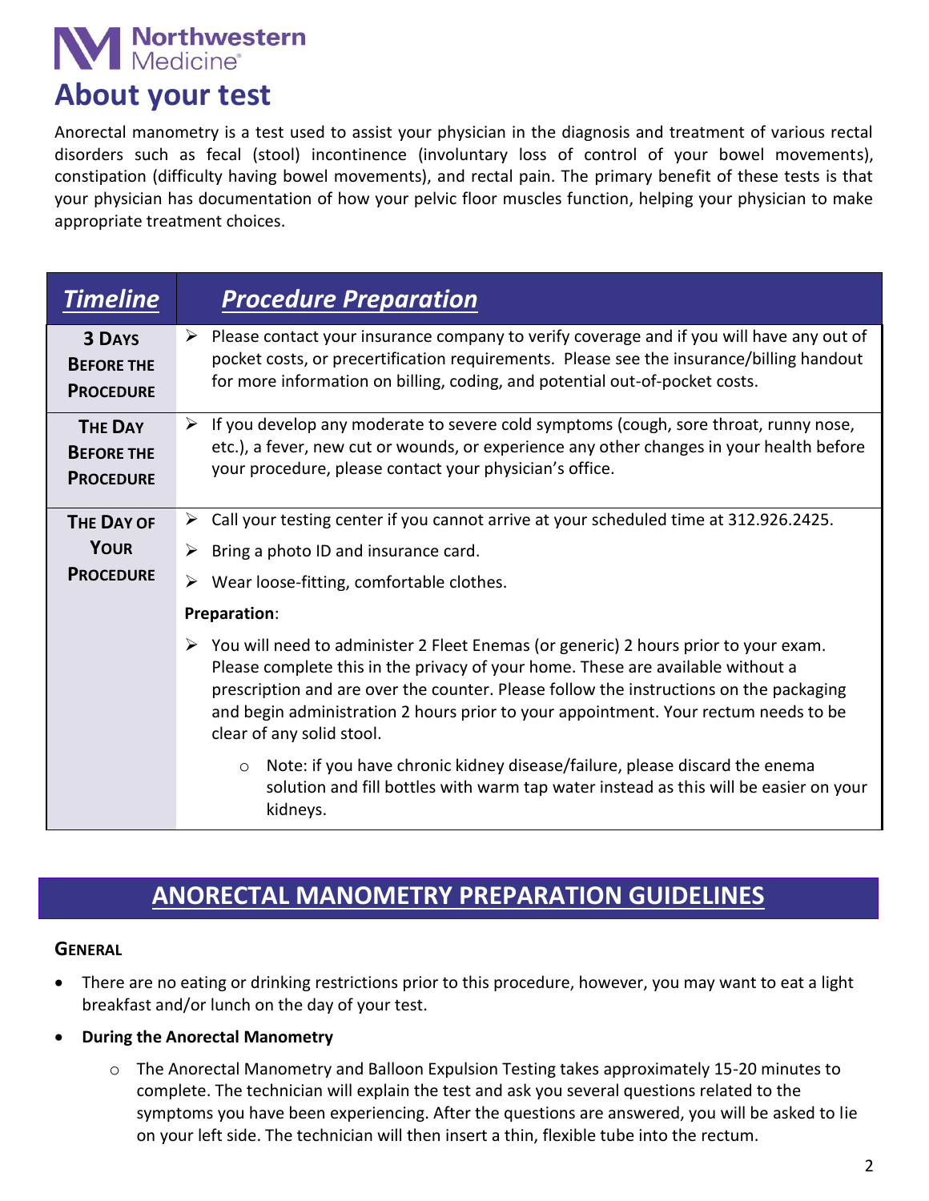Northwestern Medicine

# About your test

Anorectal manometry is a test used to assist your physician in the diagnosis and treatment of various rectal disorders such as fecal (stool) incontinence (involuntary loss of control of your bowel movements), constipation (difficulty having bowel movements), and rectal pain. The primary benefit of these tests is that your physician has documentation of how your pelvic floor muscles function, helping your physician to make appropriate treatment choices.

| ***Timeline*** | ***Procedure Preparation*** |
| --- | --- |
| **3 Days Before the Procedure** | ➢ Please contact your insurance company to verify coverage and if you will have any out of pocket costs, or precertification requirements. Please see the insurance/billing handout for more information on billing, coding, and potential out-of-pocket costs. |
| **The Day Before the Procedure** | ➢ If you develop any moderate to severe cold symptoms (cough, sore throat, runny nose, etc.), a fever, new cut or wounds, or experience any other changes in your health before your procedure, please contact your physician's office. |
| **The Day of Your Procedure** | ➢ Call your testing center if you cannot arrive at your scheduled time at 312.926.2425.<br>➢ Bring a photo ID and insurance card.<br>➢ Wear loose-fitting, comfortable clothes.<br>**Preparation**:<br>➢ You will need to administer 2 Fleet Enemas (or generic) 2 hours prior to your exam. Please complete this in the privacy of your home. These are available without a prescription and are over the counter. Please follow the instructions on the packaging and begin administration 2 hours prior to your appointment. Your rectum needs to be clear of any solid stool.<br>○ Note: if you have chronic kidney disease/failure, please discard the enema solution and fill bottles with warm tap water instead as this will be easier on your kidneys. |

## ANORECTAL MANOMETRY PREPARATION GUIDELINES

### General

- There are no eating or drinking restrictions prior to this procedure, however, you may want to eat a light breakfast and/or lunch on the day of your test.
- **During the Anorectal Manometry**
  - The Anorectal Manometry and Balloon Expulsion Testing takes approximately 15-20 minutes to complete. The technician will explain the test and ask you several questions related to the symptoms you have been experiencing. After the questions are answered, you will be asked to lie on your left side. The technician will then insert a thin, flexible tube into the rectum.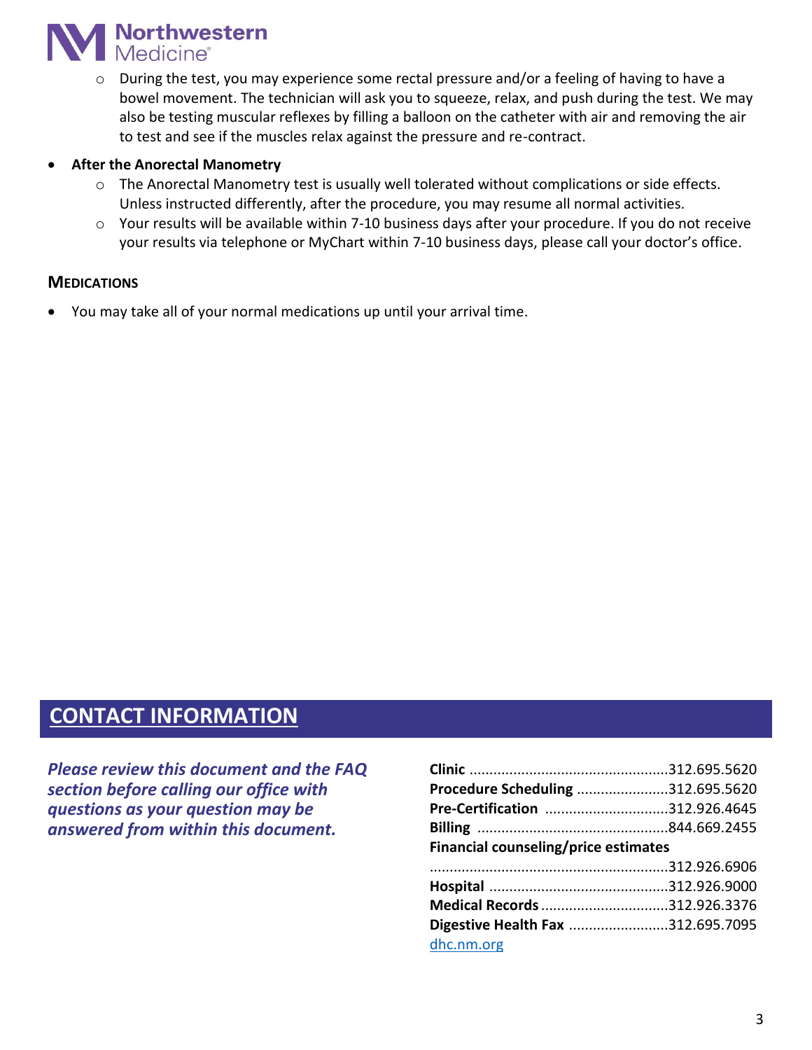- During the test, you may experience some rectal pressure and/or a feeling of having to have a bowel movement. The technician will ask you to squeeze, relax, and push during the test. We may also be testing muscular reflexes by filling a balloon on the catheter with air and removing the air to test and see if the muscles relax against the pressure and re-contract.

- **After the Anorectal Manometry**
  - The Anorectal Manometry test is usually well tolerated without complications or side effects. Unless instructed differently, after the procedure, you may resume all normal activities.
  - Your results will be available within 7-10 business days after your procedure. If you do not receive your results via telephone or MyChart within 7-10 business days, please call your doctor's office.

### MEDICATIONS

- You may take all of your normal medications up until your arrival time.

## CONTACT INFORMATION

***Please review this document and the FAQ section before calling our office with questions as your question may be answered from within this document.***

| | |
|---|---|
| **Clinic** | 312.695.5620 |
| **Procedure Scheduling** | 312.695.5620 |
| **Pre-Certification** | 312.926.4645 |
| **Billing** | 844.669.2455 |
| **Financial counseling/price estimates** | 312.926.6906 |
| **Hospital** | 312.926.9000 |
| **Medical Records** | 312.926.3376 |
| **Digestive Health Fax** | 312.695.7095 |

dhc.nm.org